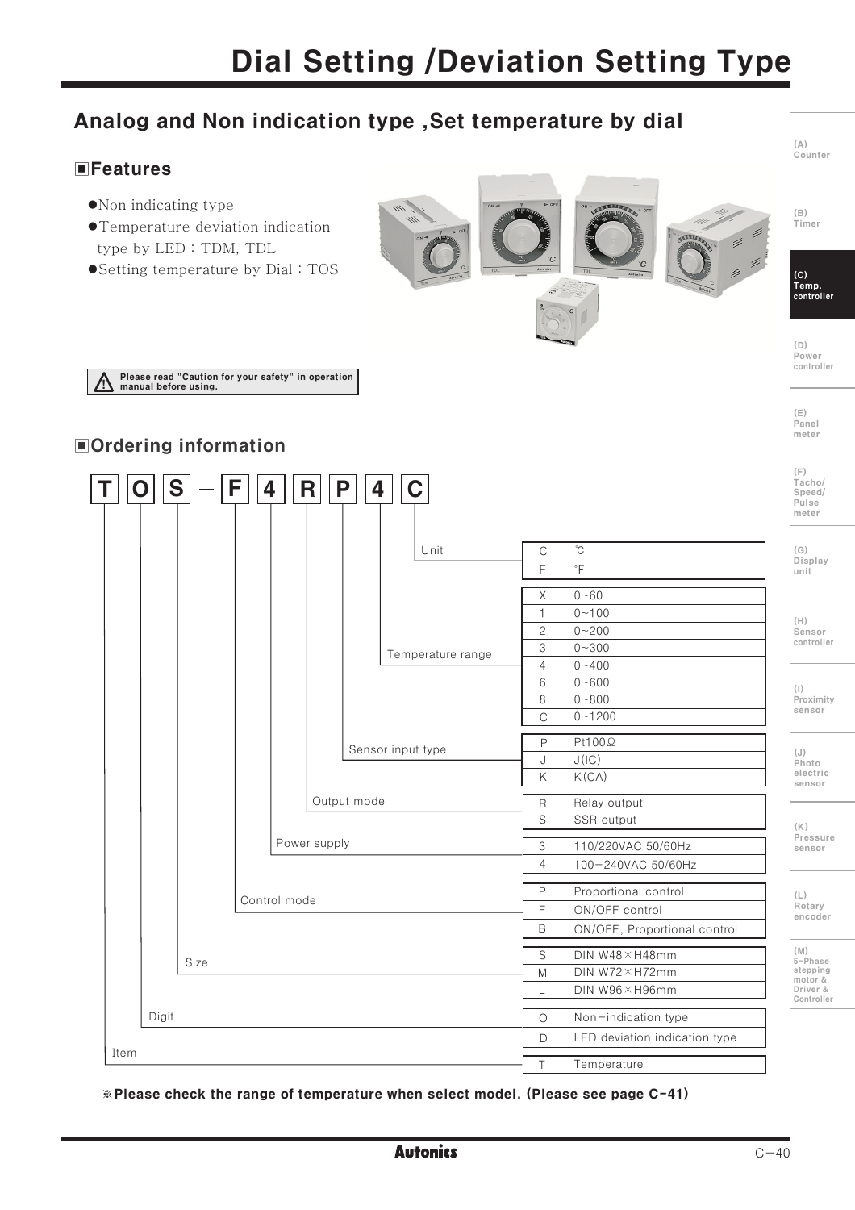# Dial Setting /Deviation Setting Type

## Analog and Non indication type ,Set temperature by dial

### ▣Features

- ●Non indicating type
- ●Temperature deviation indication type by LED : TDM, TDL
- ●Setting temperature by Dial : TOS

⚠ Please read "Caution for your safety" in operation manual before using.

### ▣Ordering information

**T O S − F 4 R P 4 C**

| Item | Code | Description |
|---|---|---|
| Unit | C | ℃ |
| | F | °F |
| Temperature range | X | 0~60 |
| | 1 | 0~100 |
| | 2 | 0~200 |
| | 3 | 0~300 |
| | 4 | 0~400 |
| | 6 | 0~600 |
| | 8 | 0~800 |
| | C | 0~1200 |
| Sensor input type | P | Pt100Ω |
| | J | J(IC) |
| | K | K(CA) |
| Output mode | R | Relay output |
| | S | SSR output |
| Power supply | 3 | 110/220VAC 50/60Hz |
| | 4 | 100−240VAC 50/60Hz |
| Control mode | P | Proportional control |
| | F | ON/OFF control |
| | B | ON/OFF, Proportional control |
| Size | S | DIN W48×H48mm |
| | M | DIN W72×H72mm |
| | L | DIN W96×H96mm |
| Digit | O | Non−indication type |
| | D | LED deviation indication type |
| Item | T | Temperature |

**※Please check the range of temperature when select model. (Please see page C-41)**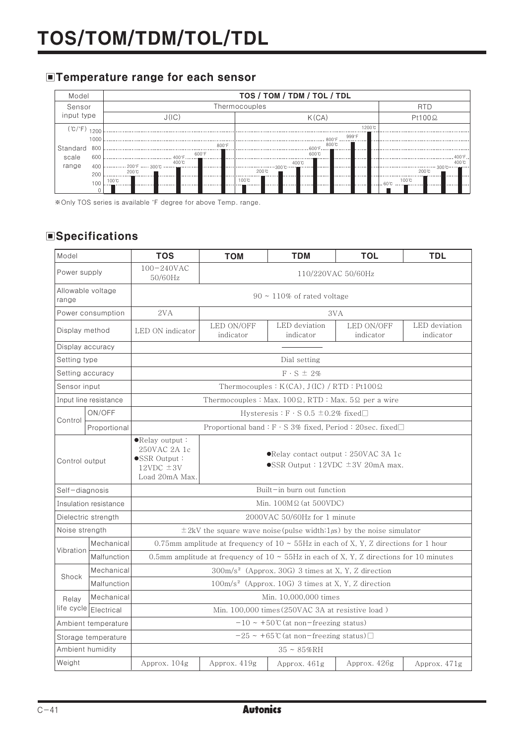# TOS/TOM/TDM/TOL/TDL

## ■Temperature range for each sensor

| Model | TOS / TOM / TDM / TOL / TDL | | |
|---|---|---|---|
| Sensor input type | Thermocouples | | RTD |
| | J(IC) | K(CA) | Pt100Ω |
| Standard scale range (℃/°F) | 100℃, 200℃, 200°F, 300℃, 400°F, 400℃, 600°F, 800°F | 100℃, 200℃, 300℃, 400℃, 600°F, 600℃, 800°F, 800℃, 999°F, 1200℃ | 60℃, 100℃, 200℃, 300℃, 400°F, 400℃ |

※Only TOS series is available °F degree for above Temp. range.

## ■Specifications

| Model | | TOS | TOM | TDM | TOL | TDL |
|---|---|---|---|---|---|---|
| Power supply | | 100−240VAC 50/60Hz | 110/220VAC 50/60Hz | | | |
| Allowable voltage range | | 90 ~ 110% of rated voltage | | | | |
| Power consumption | | 2VA | 3VA | | | |
| Display method | | LED ON indicator | LED ON/OFF indicator | LED deviation indicator | LED ON/OFF indicator | LED deviation indicator |
| Display accuracy | | ―――― | | | | |
| Setting type | | Dial setting | | | | |
| Setting accuracy | | F・S ± 2% | | | | |
| Sensor input | | Thermocouples : K(CA), J(IC) / RTD : Pt100Ω | | | | |
| Input line resistance | | Thermocouples : Max. 100Ω, RTD : Max. 5Ω per a wire | | | | |
| Control | ON/OFF | Hysteresis : F・S 0.5 ±0.2% fixed□ | | | | |
| | Proportional | Proportional band : F・S 3% fixed, Period : 20sec. fixed□ | | | | |
| Control output | | ●Relay output : 250VAC 2A 1c ●SSR Output : 12VDC ±3V Load 20mA Max. | ●Relay contact output : 250VAC 3A 1c ●SSR Output : 12VDC ±3V 20mA max. | | | |
| Self−diagnosis | | Built−in burn out function | | | | |
| Insulation resistance | | Min. 100MΩ (at 500VDC) | | | | |
| Dielectric strength | | 2000VAC 50/60Hz for 1 minute | | | | |
| Noise strength | | ±2kV the square wave noise(pulse width:1㎲) by the noise simulator | | | | |
| Vibration | Mechanical | 0.75mm amplitude at frequency of 10 ~ 55Hz in each of X, Y, Z directions for 1 hour | | | | |
| | Malfunction | 0.5mm amplitude at frequency of 10 ~ 55Hz in each of X, Y, Z directions for 10 minutes | | | | |
| Shock | Mechanical | $300m/s^2$ (Approx. 30G) 3 times at X, Y, Z direction | | | | |
| | Malfunction | $100m/s^2$ (Approx. 10G) 3 times at X, Y, Z direction | | | | |
| Relay life cycle | Mechanical | Min. 10,000,000 times | | | | |
| | Electrical | Min. 100,000 times(250VAC 3A at resistive load ) | | | | |
| Ambient temperature | | −10 ~ +50℃(at non−freezing status) | | | | |
| Storage temperature | | −25 ~ +65℃(at non−freezing status)□ | | | | |
| Ambient humidity | | 35 ~ 85%RH | | | | |
| Weight | | Approx. 104g | Approx. 419g | Approx. 461g | Approx. 426g | Approx. 471g |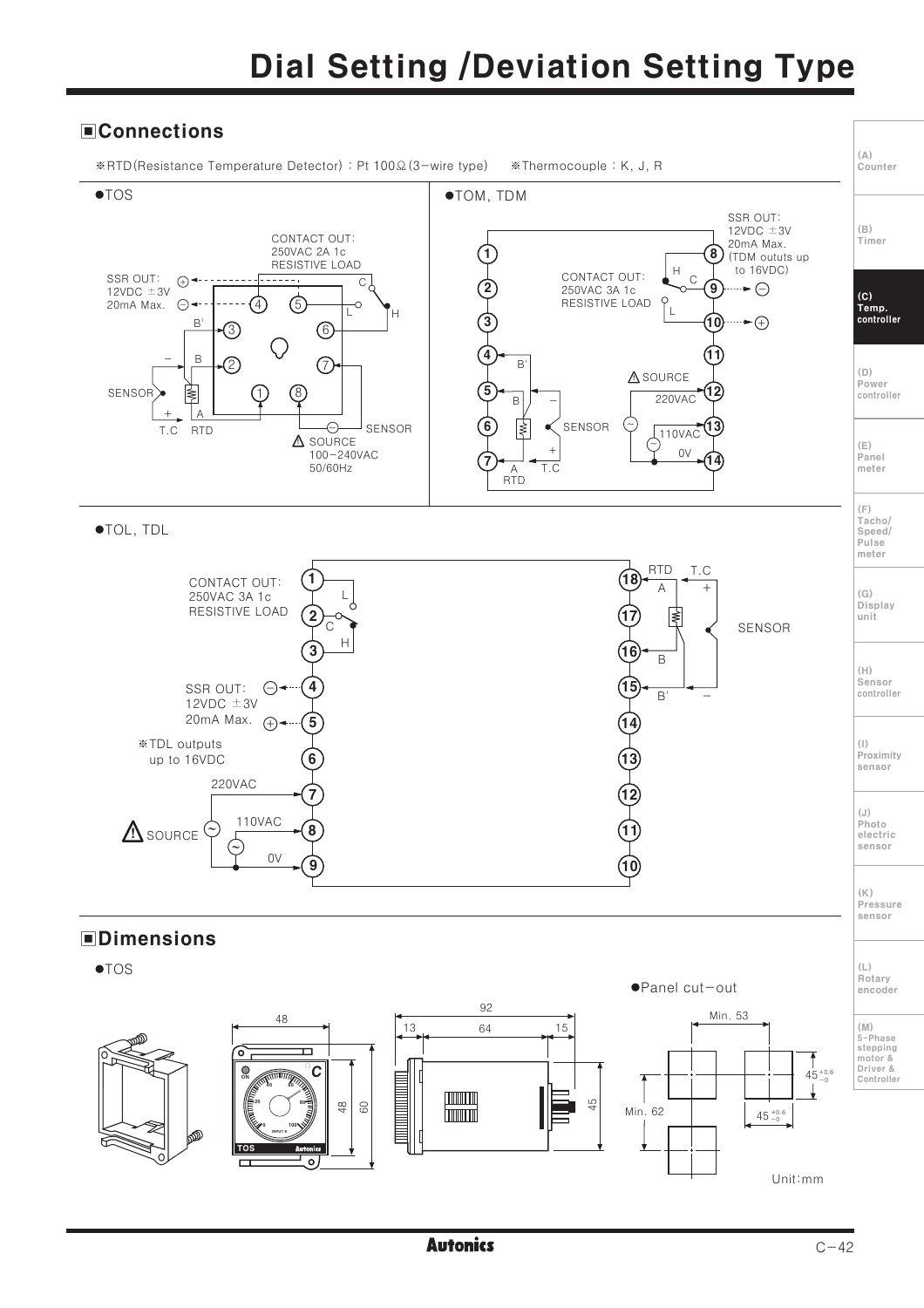# Dial Setting /Deviation Setting Type

## Connections

※RTD(Resistance Temperature Detector) : Pt 100Ω(3-wire type)　　※Thermocouple : K, J, R

●TOS

CONTACT OUT: 250VAC 2A 1c RESISTIVE LOAD

SSR OUT: 12VDC ±3V 20mA Max.

SENSOR　T.C　RTD

SOURCE 100-240VAC 50/60Hz

●TOM, TDM

SSR OUT: 12VDC ±3V 20mA Max. (TDM oututs up to 16VDC)

CONTACT OUT: 250VAC 3A 1c RESISTIVE LOAD

SOURCE 220VAC 110VAC 0V

SENSOR　RTD　T.C

●TOL, TDL

CONTACT OUT: 250VAC 3A 1c RESISTIVE LOAD

SSR OUT: 12VDC ±3V 20mA Max.

※TDL outputs up to 16VDC

SOURCE 220VAC 110VAC 0V

RTD　T.C　SENSOR

## Dimensions

●TOS

●Panel cut-out

Min. 53　Min. 62　$45^{+0.6}_{-0}$　$45^{+0.6}_{-0}$

48　48　60　92　13　64　15　45

Unit:mm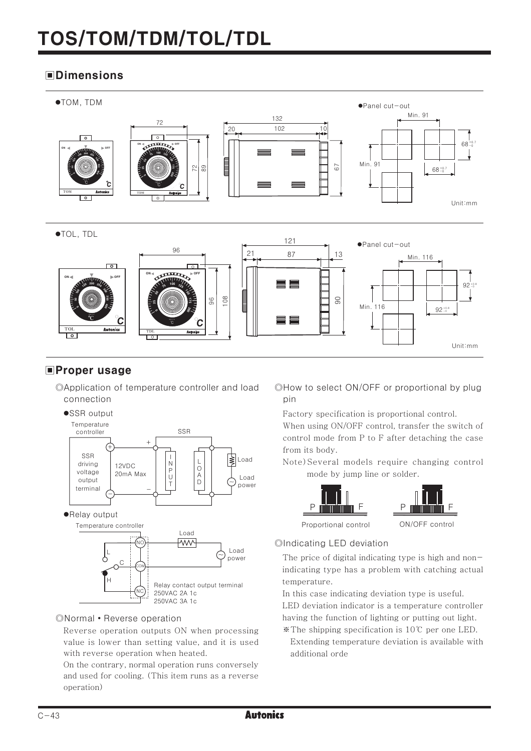# TOS/TOM/TDM/TOL/TDL

## Dimensions

●TOM, TDM

72

132

20

102

10

72

89

67

●Panel cut−out

Min. 91

Min. 91

$68^{+0.7}_{-0}$

$68^{+0.7}_{-0}$

Unit:mm

●TOL, TDL

96

121

21

87

13

96

108

90

●Panel cut−out

Min. 116

Min. 116

$92^{+0.8}_{-0}$

$92^{+0.8}_{-0}$

Unit:mm

## Proper usage

◎Application of temperature controller and load connection

●SSR output

Temperature controller

SSR driving voltage output terminal

12VDC 20mA Max

SSR

INPUT

LOAD

Load

Load power

●Relay output

Temperature controller

Load

Load power

NO

COM

NC

L

C

H

Relay contact output terminal
250VAC 2A 1c
250VAC 3A 1c

◎Normal • Reverse operation

Reverse operation outputs ON when processing value is lower than setting value, and it is used with reverse operation when heated.

On the contrary, normal operation runs conversely and used for cooling. (This item runs as a reverse operation)

◎How to select ON/OFF or proportional by plug pin

Factory specification is proportional control.

When using ON/OFF control, transfer the switch of control mode from P to F after detaching the case from its body.

Note) Several models require changing control mode by jump line or solder.

P F

Proportional control

P F

ON/OFF control

◎Indicating LED deviation

The price of digital indicating type is high and non-indicating type has a problem with catching actual temperature.

In this case indicating deviation type is useful.

LED deviation indicator is a temperature controller having the function of lighting or putting out light.

※The shipping specification is 10℃ per one LED. Extending temperature deviation is available with additional orde